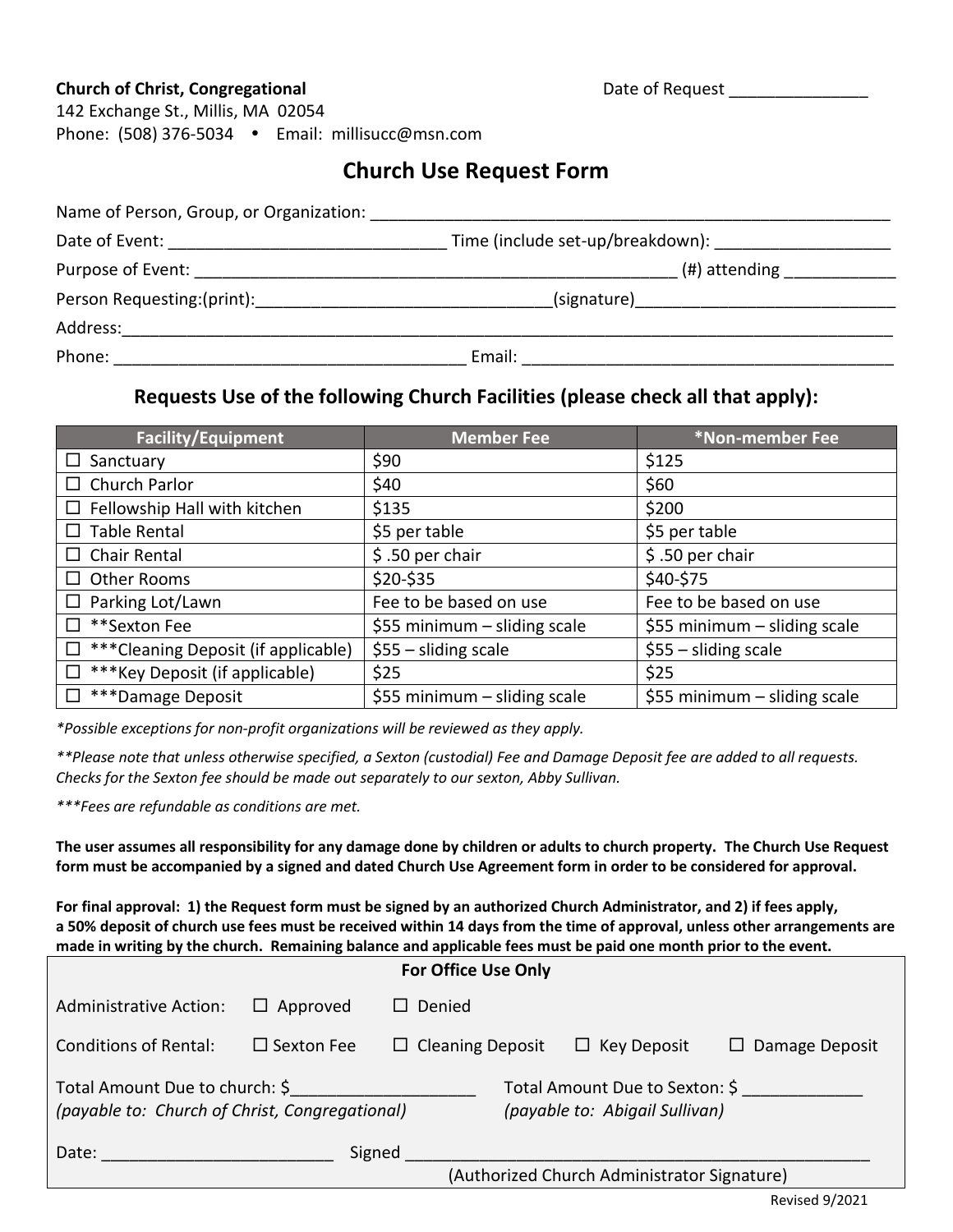**Church of Christ, Congregational**
142 Exchange St., Millis, MA 02054
Phone: (508) 376-5034 • Email: millisucc@msn.com

Date of Request _______________

## Church Use Request Form

Name of Person, Group, or Organization: ___________________________________________________________

Date of Event: ______________________________ Time (include set-up/breakdown): ___________________

Purpose of Event: ______________________________________________________ (#) attending ____________

Person Requesting:(print):________________________________(signature)____________________________

Address:___________________________________________________________________________________

Phone: ______________________________________ Email: ________________________________________

### Requests Use of the following Church Facilities (please check all that apply):

| Facility/Equipment | Member Fee | *Non-member Fee |
|---|---|---|
| ☐ Sanctuary | $90 | $125 |
| ☐ Church Parlor | $40 | $60 |
| ☐ Fellowship Hall with kitchen | $135 | $200 |
| ☐ Table Rental | $5 per table | $5 per table |
| ☐ Chair Rental | $ .50 per chair | $ .50 per chair |
| ☐ Other Rooms | $20-$35 | $40-$75 |
| ☐ Parking Lot/Lawn | Fee to be based on use | Fee to be based on use |
| ☐ **Sexton Fee | $55 minimum – sliding scale | $55 minimum – sliding scale |
| ☐ ***Cleaning Deposit (if applicable) | $55 – sliding scale | $55 – sliding scale |
| ☐ ***Key Deposit (if applicable) | $25 | $25 |
| ☐ ***Damage Deposit | $55 minimum – sliding scale | $55 minimum – sliding scale |

*\*Possible exceptions for non-profit organizations will be reviewed as they apply.*

*\*\*Please note that unless otherwise specified, a Sexton (custodial) Fee and Damage Deposit fee are added to all requests. Checks for the Sexton fee should be made out separately to our sexton, Abby Sullivan.*

*\*\*\*Fees are refundable as conditions are met.*

**The user assumes all responsibility for any damage done by children or adults to church property. The Church Use Request form must be accompanied by a signed and dated Church Use Agreement form in order to be considered for approval.**

**For final approval: 1) the Request form must be signed by an authorized Church Administrator, and 2) if fees apply, a 50% deposit of church use fees must be received within 14 days from the time of approval, unless other arrangements are made in writing by the church. Remaining balance and applicable fees must be paid one month prior to the event.**

**For Office Use Only**

Administrative Action: ☐ Approved ☐ Denied

Conditions of Rental: ☐ Sexton Fee ☐ Cleaning Deposit ☐ Key Deposit ☐ Damage Deposit

Total Amount Due to church: $____________________
*(payable to: Church of Christ, Congregational)*

Total Amount Due to Sexton: $ _____________
*(payable to: Abigail Sullivan)*

Date: ________________________ Signed ___________________________________________________
(Authorized Church Administrator Signature)

Revised 9/2021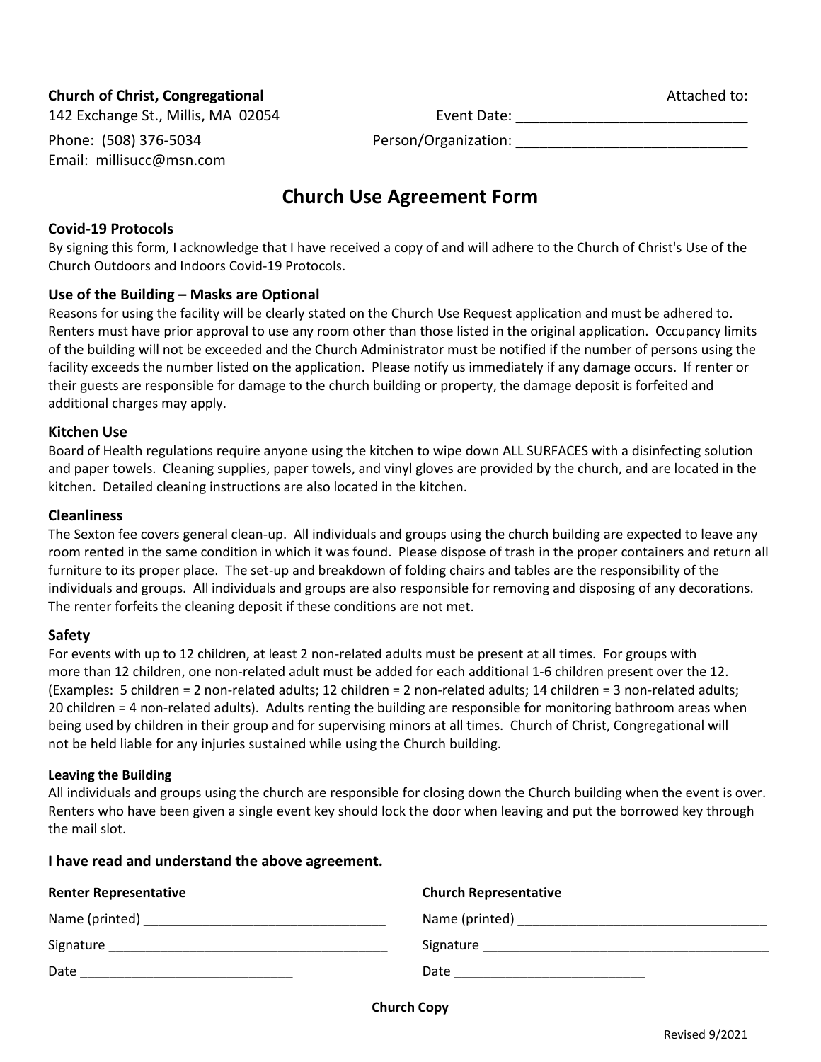**Church of Christ, Congregational**
142 Exchange St., Millis, MA 02054
Phone: (508) 376-5034
Email: millisucc@msn.com

Attached to:
Event Date: ____________________________
Person/Organization: ____________________________

# Church Use Agreement Form

### Covid-19 Protocols

By signing this form, I acknowledge that I have received a copy of and will adhere to the Church of Christ's Use of the Church Outdoors and Indoors Covid-19 Protocols.

### Use of the Building – Masks are Optional

Reasons for using the facility will be clearly stated on the Church Use Request application and must be adhered to. Renters must have prior approval to use any room other than those listed in the original application. Occupancy limits of the building will not be exceeded and the Church Administrator must be notified if the number of persons using the facility exceeds the number listed on the application. Please notify us immediately if any damage occurs. If renter or their guests are responsible for damage to the church building or property, the damage deposit is forfeited and additional charges may apply.

### Kitchen Use

Board of Health regulations require anyone using the kitchen to wipe down ALL SURFACES with a disinfecting solution and paper towels. Cleaning supplies, paper towels, and vinyl gloves are provided by the church, and are located in the kitchen. Detailed cleaning instructions are also located in the kitchen.

### Cleanliness

The Sexton fee covers general clean-up. All individuals and groups using the church building are expected to leave any room rented in the same condition in which it was found. Please dispose of trash in the proper containers and return all furniture to its proper place. The set-up and breakdown of folding chairs and tables are the responsibility of the individuals and groups. All individuals and groups are also responsible for removing and disposing of any decorations. The renter forfeits the cleaning deposit if these conditions are not met.

### Safety

For events with up to 12 children, at least 2 non-related adults must be present at all times. For groups with more than 12 children, one non-related adult must be added for each additional 1-6 children present over the 12. (Examples: 5 children = 2 non-related adults; 12 children = 2 non-related adults; 14 children = 3 non-related adults; 20 children = 4 non-related adults). Adults renting the building are responsible for monitoring bathroom areas when being used by children in their group and for supervising minors at all times. Church of Christ, Congregational will not be held liable for any injuries sustained while using the Church building.

#### Leaving the Building

All individuals and groups using the church are responsible for closing down the Church building when the event is over. Renters who have been given a single event key should lock the door when leaving and put the borrowed key through the mail slot.

**I have read and understand the above agreement.**

| **Renter Representative** | **Church Representative** |
|---|---|
| Name (printed) ____________________ | Name (printed) ____________________ |
| Signature ____________________ | Signature ____________________ |
| Date ____________________ | Date ____________________ |

**Church Copy**

Revised 9/2021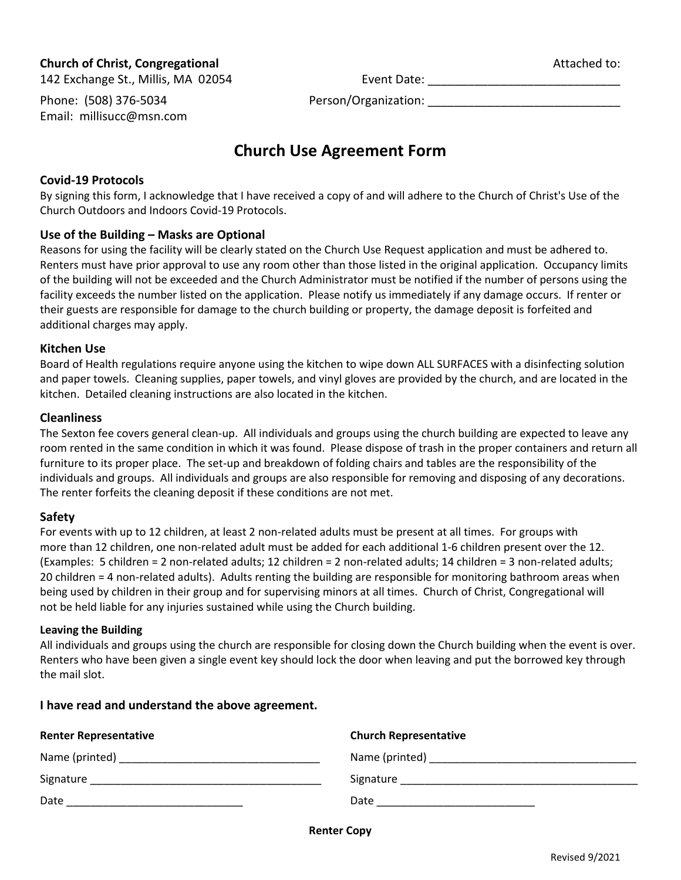**Church of Christ, Congregational**
142 Exchange St., Millis, MA 02054
Phone: (508) 376-5034
Email: millisucc@msn.com

Attached to:
Event Date: ______________________________
Person/Organization: ______________________________

# Church Use Agreement Form

### Covid-19 Protocols

By signing this form, I acknowledge that I have received a copy of and will adhere to the Church of Christ's Use of the Church Outdoors and Indoors Covid-19 Protocols.

### Use of the Building – Masks are Optional

Reasons for using the facility will be clearly stated on the Church Use Request application and must be adhered to. Renters must have prior approval to use any room other than those listed in the original application. Occupancy limits of the building will not be exceeded and the Church Administrator must be notified if the number of persons using the facility exceeds the number listed on the application. Please notify us immediately if any damage occurs. If renter or their guests are responsible for damage to the church building or property, the damage deposit is forfeited and additional charges may apply.

### Kitchen Use

Board of Health regulations require anyone using the kitchen to wipe down ALL SURFACES with a disinfecting solution and paper towels. Cleaning supplies, paper towels, and vinyl gloves are provided by the church, and are located in the kitchen. Detailed cleaning instructions are also located in the kitchen.

### Cleanliness

The Sexton fee covers general clean-up. All individuals and groups using the church building are expected to leave any room rented in the same condition in which it was found. Please dispose of trash in the proper containers and return all furniture to its proper place. The set-up and breakdown of folding chairs and tables are the responsibility of the individuals and groups. All individuals and groups are also responsible for removing and disposing of any decorations. The renter forfeits the cleaning deposit if these conditions are not met.

### Safety

For events with up to 12 children, at least 2 non-related adults must be present at all times. For groups with more than 12 children, one non-related adult must be added for each additional 1-6 children present over the 12. (Examples: 5 children = 2 non-related adults; 12 children = 2 non-related adults; 14 children = 3 non-related adults; 20 children = 4 non-related adults). Adults renting the building are responsible for monitoring bathroom areas when being used by children in their group and for supervising minors at all times. Church of Christ, Congregational will not be held liable for any injuries sustained while using the Church building.

#### Leaving the Building

All individuals and groups using the church are responsible for closing down the Church building when the event is over. Renters who have been given a single event key should lock the door when leaving and put the borrowed key through the mail slot.

**I have read and understand the above agreement.**

**Renter Representative**

Name (printed) _________________________________

Signature ______________________________________

Date _____________________________

**Church Representative**

Name (printed) _________________________________

Signature ______________________________________

Date __________________________

**Renter Copy**

Revised 9/2021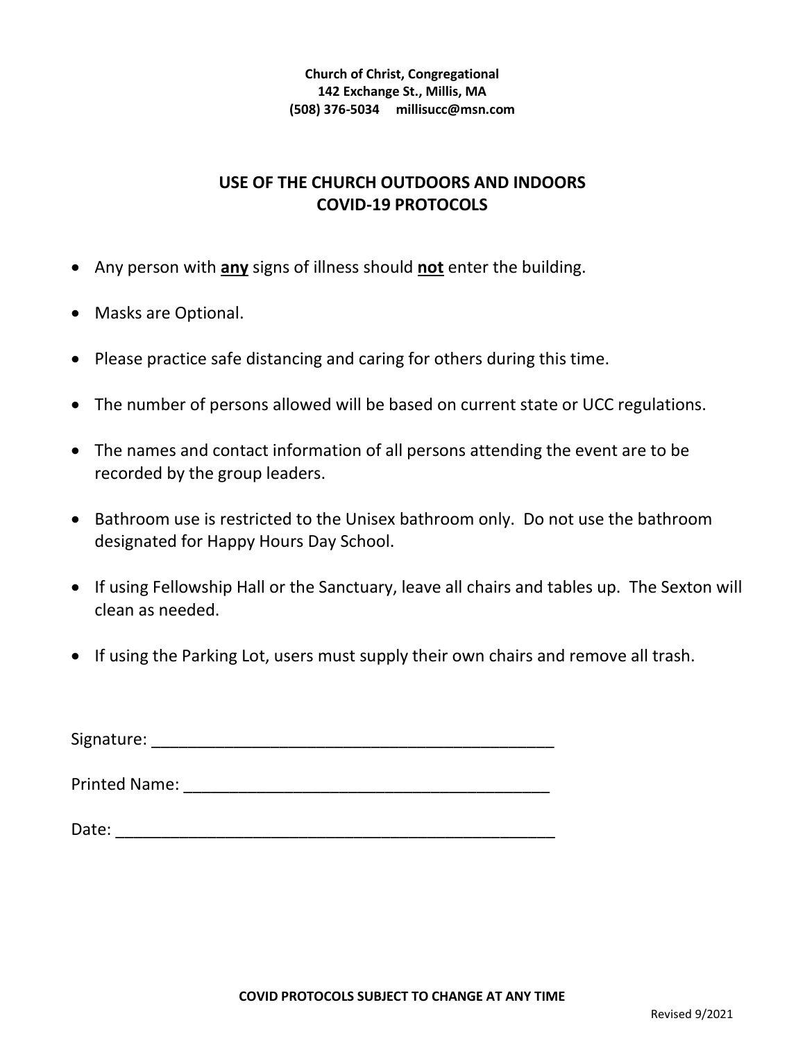**Church of Christ, Congregational**
**142 Exchange St., Millis, MA**
**(508) 376-5034 millisucc@msn.com**

## USE OF THE CHURCH OUTDOORS AND INDOORS
## COVID-19 PROTOCOLS

- Any person with **any** signs of illness should **not** enter the building.
- Masks are Optional.
- Please practice safe distancing and caring for others during this time.
- The number of persons allowed will be based on current state or UCC regulations.
- The names and contact information of all persons attending the event are to be recorded by the group leaders.
- Bathroom use is restricted to the Unisex bathroom only. Do not use the bathroom designated for Happy Hours Day School.
- If using Fellowship Hall or the Sanctuary, leave all chairs and tables up. The Sexton will clean as needed.
- If using the Parking Lot, users must supply their own chairs and remove all trash.

Signature: _____________________________________________

Printed Name: _________________________________________

Date: _________________________________________________

**COVID PROTOCOLS SUBJECT TO CHANGE AT ANY TIME**

Revised 9/2021